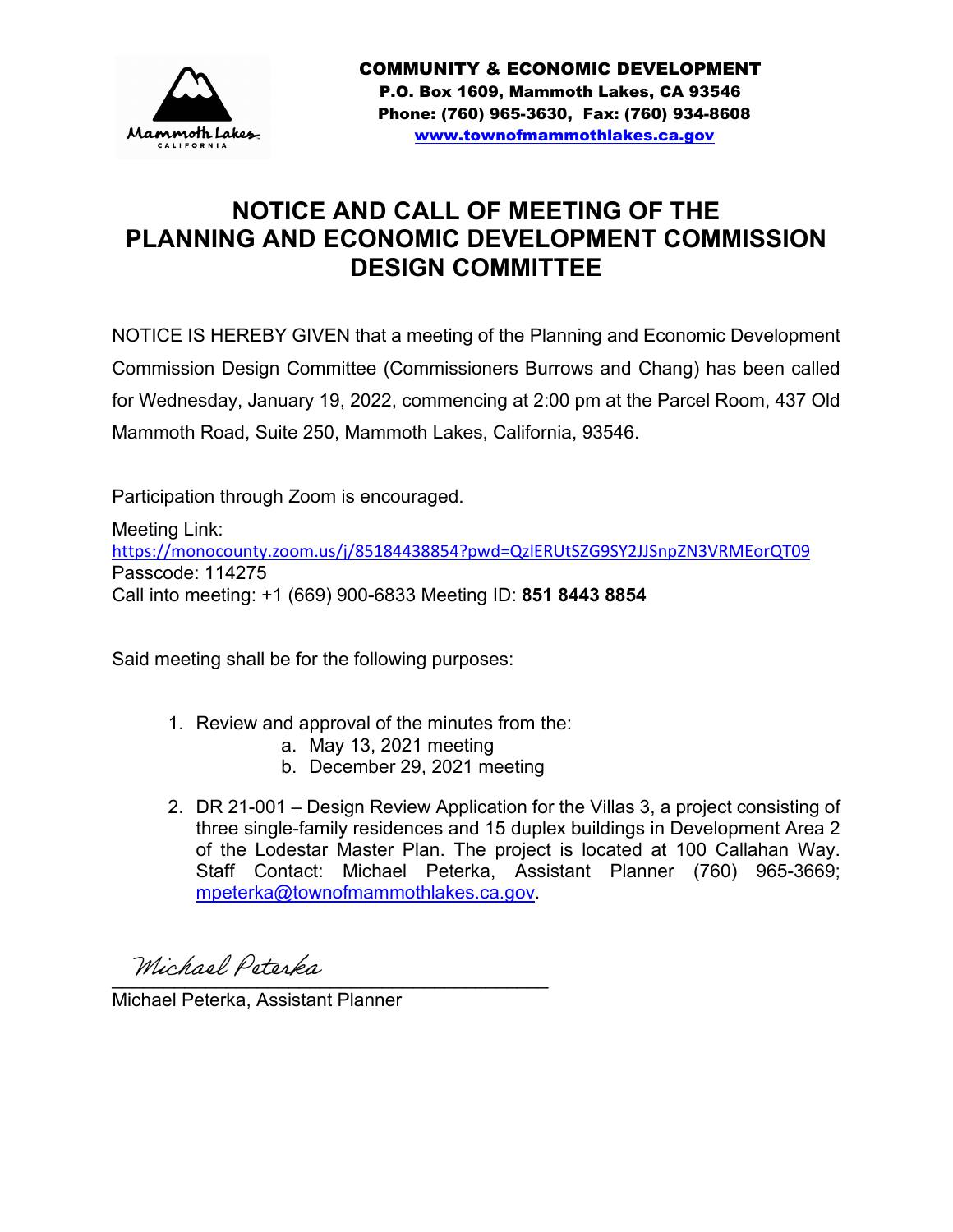**COMMUNITY & ECONOMIC DEVELOPMENT**
**P.O. Box 1609, Mammoth Lakes, CA 93546**
**Phone: (760) 965-3630, Fax: (760) 934-8608**
**www.townofmammothlakes.ca.gov**

# NOTICE AND CALL OF MEETING OF THE PLANNING AND ECONOMIC DEVELOPMENT COMMISSION DESIGN COMMITTEE

NOTICE IS HEREBY GIVEN that a meeting of the Planning and Economic Development Commission Design Committee (Commissioners Burrows and Chang) has been called for Wednesday, January 19, 2022, commencing at 2:00 pm at the Parcel Room, 437 Old Mammoth Road, Suite 250, Mammoth Lakes, California, 93546.

Participation through Zoom is encouraged.

Meeting Link:
https://monocounty.zoom.us/j/85184438854?pwd=QzlERUtSZG9SY2JJSnpZN3VRMEorQT09
Passcode: 114275
Call into meeting: +1 (669) 900-6833 Meeting ID: **851 8443 8854**

Said meeting shall be for the following purposes:

1. Review and approval of the minutes from the:
   a. May 13, 2021 meeting
   b. December 29, 2021 meeting

2. DR 21-001 – Design Review Application for the Villas 3, a project consisting of three single-family residences and 15 duplex buildings in Development Area 2 of the Lodestar Master Plan. The project is located at 100 Callahan Way. Staff Contact: Michael Peterka, Assistant Planner (760) 965-3669; mpeterka@townofmammothlakes.ca.gov.

*Michael Peterka*

Michael Peterka, Assistant Planner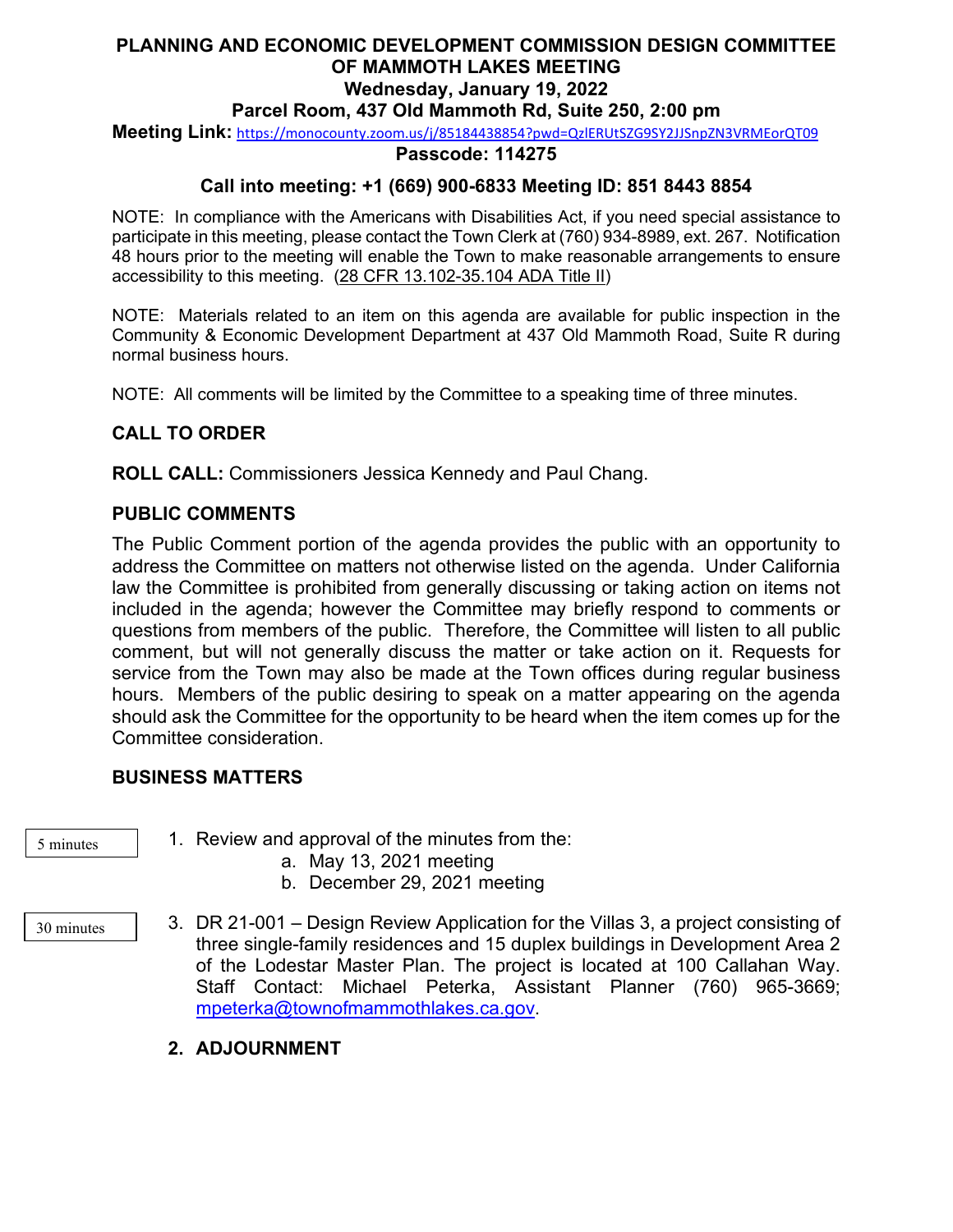# PLANNING AND ECONOMIC DEVELOPMENT COMMISSION DESIGN COMMITTEE OF MAMMOTH LAKES MEETING

**Wednesday, January 19, 2022**

**Parcel Room, 437 Old Mammoth Rd, Suite 250, 2:00 pm**

**Meeting Link:** https://monocounty.zoom.us/j/85184438854?pwd=QzlERUtSZG9SY2JJSnpZN3VRMEorQT09

**Passcode: 114275**

**Call into meeting: +1 (669) 900-6833 Meeting ID: 851 8443 8854**

NOTE: In compliance with the Americans with Disabilities Act, if you need special assistance to participate in this meeting, please contact the Town Clerk at (760) 934-8989, ext. 267. Notification 48 hours prior to the meeting will enable the Town to make reasonable arrangements to ensure accessibility to this meeting. (28 CFR 13.102-35.104 ADA Title II)

NOTE: Materials related to an item on this agenda are available for public inspection in the Community & Economic Development Department at 437 Old Mammoth Road, Suite R during normal business hours.

NOTE: All comments will be limited by the Committee to a speaking time of three minutes.

**CALL TO ORDER**

**ROLL CALL:** Commissioners Jessica Kennedy and Paul Chang.

**PUBLIC COMMENTS**

The Public Comment portion of the agenda provides the public with an opportunity to address the Committee on matters not otherwise listed on the agenda. Under California law the Committee is prohibited from generally discussing or taking action on items not included in the agenda; however the Committee may briefly respond to comments or questions from members of the public. Therefore, the Committee will listen to all public comment, but will not generally discuss the matter or take action on it. Requests for service from the Town may also be made at the Town offices during regular business hours. Members of the public desiring to speak on a matter appearing on the agenda should ask the Committee for the opportunity to be heard when the item comes up for the Committee consideration.

**BUSINESS MATTERS**

5 minutes

1. Review and approval of the minutes from the:
   a. May 13, 2021 meeting
   b. December 29, 2021 meeting

30 minutes

3. DR 21-001 – Design Review Application for the Villas 3, a project consisting of three single-family residences and 15 duplex buildings in Development Area 2 of the Lodestar Master Plan. The project is located at 100 Callahan Way. Staff Contact: Michael Peterka, Assistant Planner (760) 965-3669; mpeterka@townofmammothlakes.ca.gov.

**2. ADJOURNMENT**